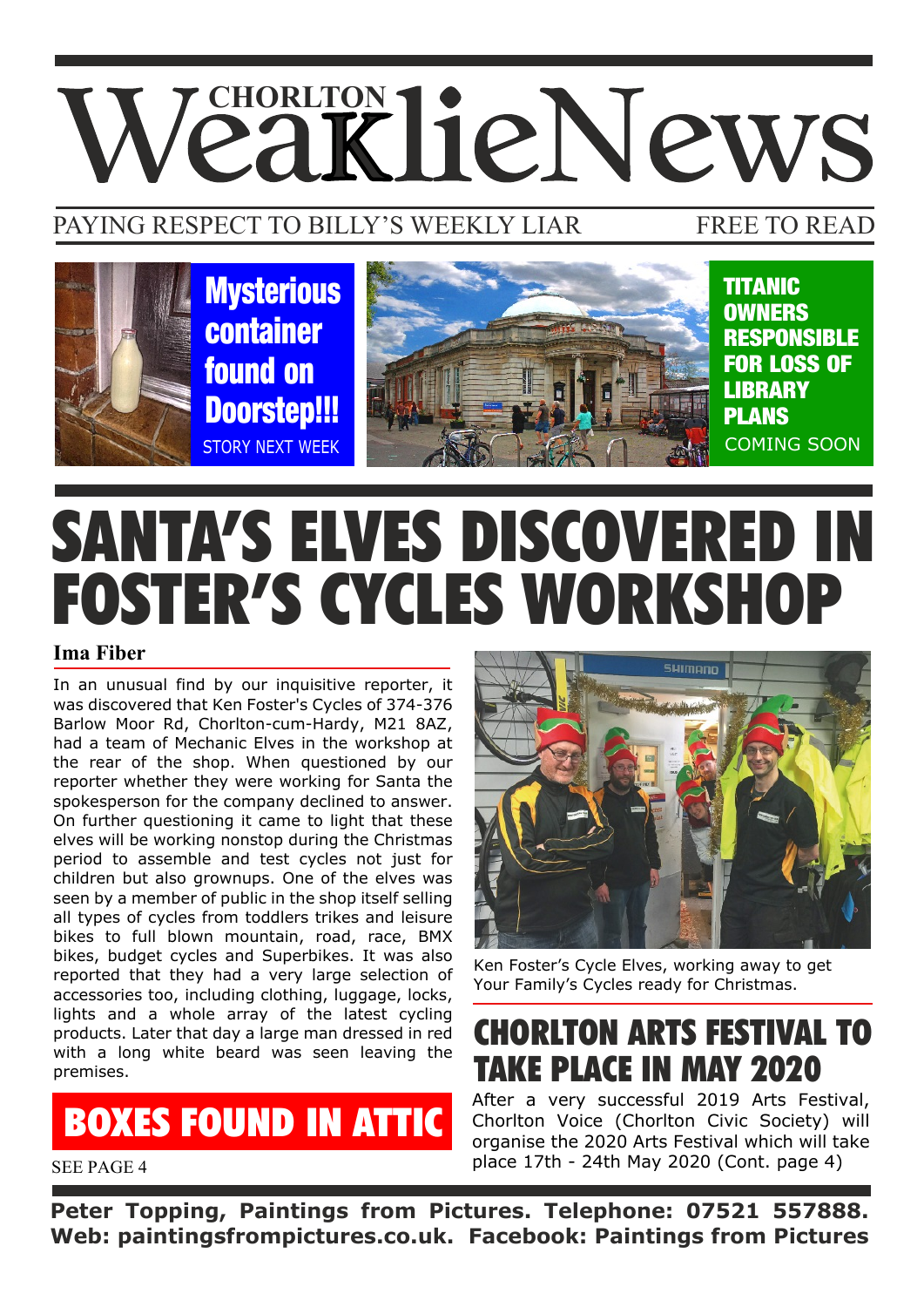# CHORLTON WeaklieNews

PAYING RESPECT TO BILLY'S WEEKLY LIAR FREE TO READ

**Mysterious container found on Doorstep!!!**
STORY NEXT WEEK

**TITANIC OWNERS RESPONSIBLE FOR LOSS OF LIBRARY PLANS**
COMING SOON

# SANTA'S ELVES DISCOVERED IN FOSTER'S CYCLES WORKSHOP

**Ima Fiber**

In an unusual find by our inquisitive reporter, it was discovered that Ken Foster's Cycles of 374-376 Barlow Moor Rd, Chorlton-cum-Hardy, M21 8AZ, had a team of Mechanic Elves in the workshop at the rear of the shop. When questioned by our reporter whether they were working for Santa the spokesperson for the company declined to answer. On further questioning it came to light that these elves will be working nonstop during the Christmas period to assemble and test cycles not just for children but also grownups. One of the elves was seen by a member of public in the shop itself selling all types of cycles from toddlers trikes and leisure bikes to full blown mountain, road, race, BMX bikes, budget cycles and Superbikes. It was also reported that they had a very large selection of accessories too, including clothing, luggage, locks, lights and a whole array of the latest cycling products. Later that day a large man dressed in red with a long white beard was seen leaving the premises.

Ken Foster's Cycle Elves, working away to get Your Family's Cycles ready for Christmas.

## BOXES FOUND IN ATTIC

SEE PAGE 4

## CHORLTON ARTS FESTIVAL TO TAKE PLACE IN MAY 2020

After a very successful 2019 Arts Festival, Chorlton Voice (Chorlton Civic Society) will organise the 2020 Arts Festival which will take place 17th - 24th May 2020 (Cont. page 4)

**Peter Topping, Paintings from Pictures. Telephone: 07521 557888. Web: paintingsfrompictures.co.uk. Facebook: Paintings from Pictures**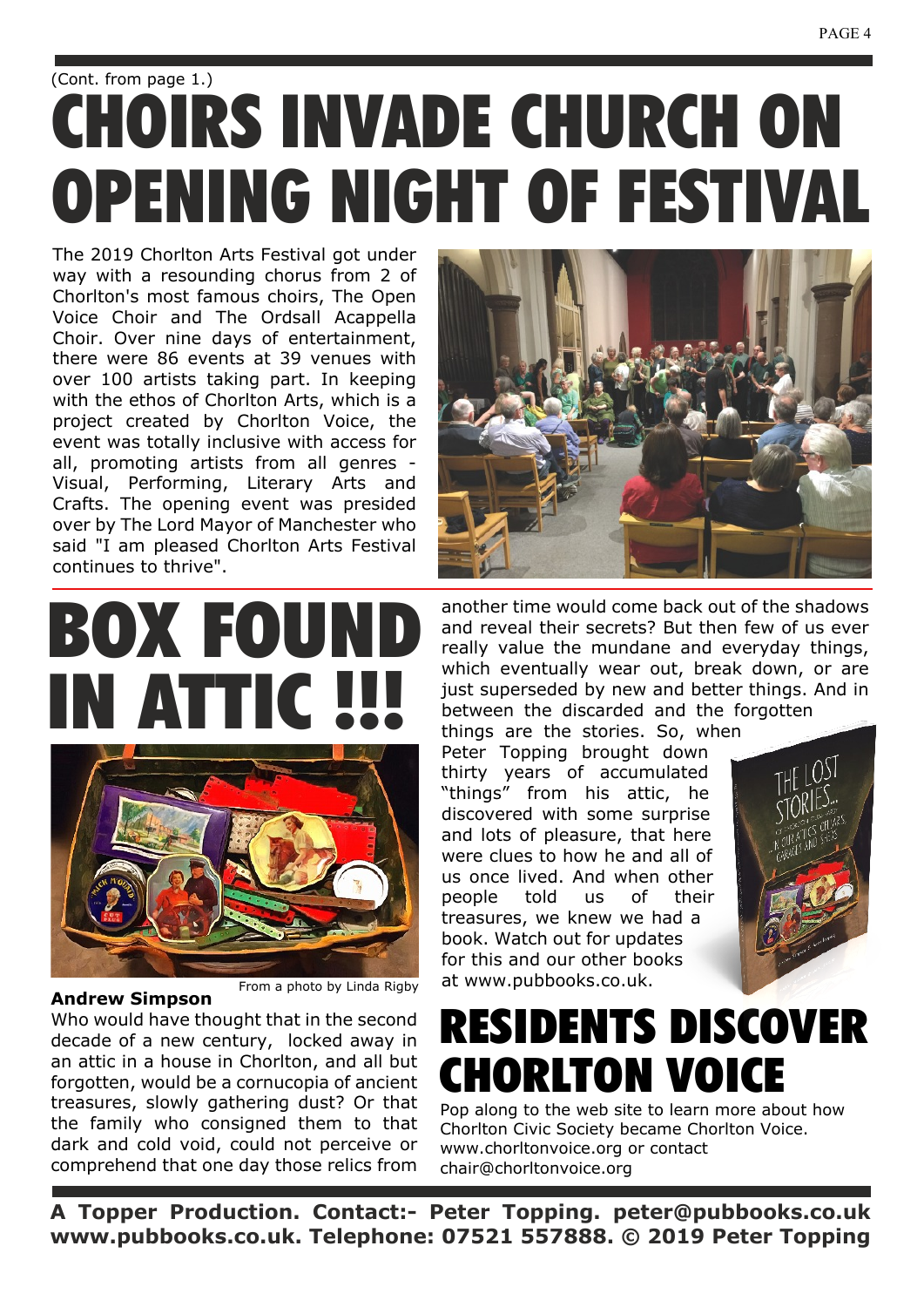(Cont. from page 1.)

# CHOIRS INVADE CHURCH ON OPENING NIGHT OF FESTIVAL

The 2019 Chorlton Arts Festival got under way with a resounding chorus from 2 of Chorlton's most famous choirs, The Open Voice Choir and The Ordsall Acappella Choir. Over nine days of entertainment, there were 86 events at 39 venues with over 100 artists taking part. In keeping with the ethos of Chorlton Arts, which is a project created by Chorlton Voice, the event was totally inclusive with access for all, promoting artists from all genres - Visual, Performing, Literary Arts and Crafts. The opening event was presided over by The Lord Mayor of Manchester who said "I am pleased Chorlton Arts Festival continues to thrive".

# BOX FOUND IN ATTIC !!!

From a photo by Linda Rigby

**Andrew Simpson**

Who would have thought that in the second decade of a new century, locked away in an attic in a house in Chorlton, and all but forgotten, would be a cornucopia of ancient treasures, slowly gathering dust? Or that the family who consigned them to that dark and cold void, could not perceive or comprehend that one day those relics from another time would come back out of the shadows and reveal their secrets? But then few of us ever really value the mundane and everyday things, which eventually wear out, break down, or are just superseded by new and better things. And in between the discarded and the forgotten things are the stories. So, when Peter Topping brought down thirty years of accumulated "things" from his attic, he discovered with some surprise and lots of pleasure, that here were clues to how he and all of us once lived. And when other people told us of their treasures, we knew we had a book. Watch out for updates for this and our other books at www.pubbooks.co.uk.

# RESIDENTS DISCOVER CHORLTON VOICE

Pop along to the web site to learn more about how Chorlton Civic Society became Chorlton Voice. www.chorltonvoice.org or contact chair@chorltonvoice.org

**A Topper Production. Contact:- Peter Topping. peter@pubbooks.co.uk www.pubbooks.co.uk. Telephone: 07521 557888. © 2019 Peter Topping**